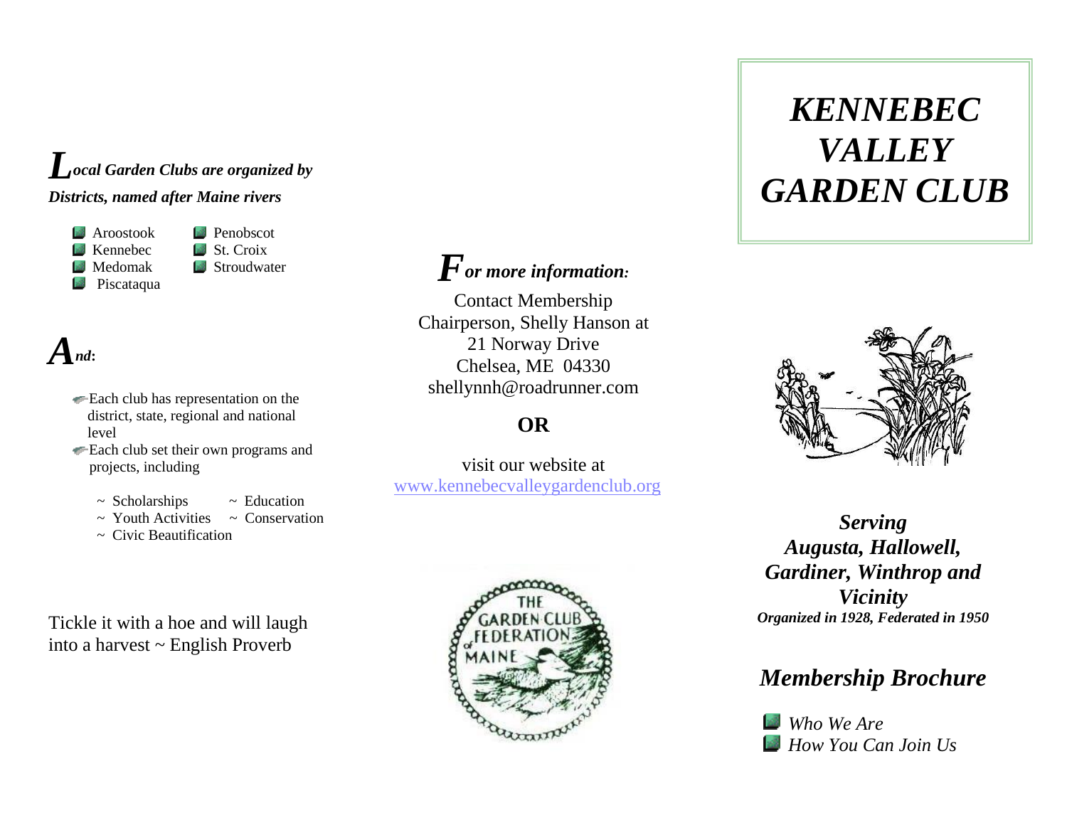# KENNEBEC VALLEY GARDEN CLUB

***Serving Augusta, Hallowell, Gardiner, Winthrop and Vicinity***

***Organized in 1928, Federated in 1950***

## *Membership Brochure*

- *Who We Are*
- *How You Can Join Us*

***Local Garden Clubs are organized by Districts, named after Maine rivers***

- Aroostook
- Kennebec
- Medomak
- Piscataqua
- Penobscot
- St. Croix
- Stroudwater

***And:***

- Each club has representation on the district, state, regional and national level
- Each club set their own programs and projects, including
  - ~ Scholarships
  - ~ Education
  - ~ Youth Activities
  - ~ Conservation
  - ~ Civic Beautification

Tickle it with a hoe and will laugh into a harvest ~ English Proverb

***For more information:***

Contact Membership Chairperson, Shelly Hanson at
21 Norway Drive
Chelsea, ME 04330
shellynnh@roadrunner.com

**OR**

visit our website at
www.kennebecvalleygardenclub.org

THE GARDEN CLUB FEDERATION of MAINE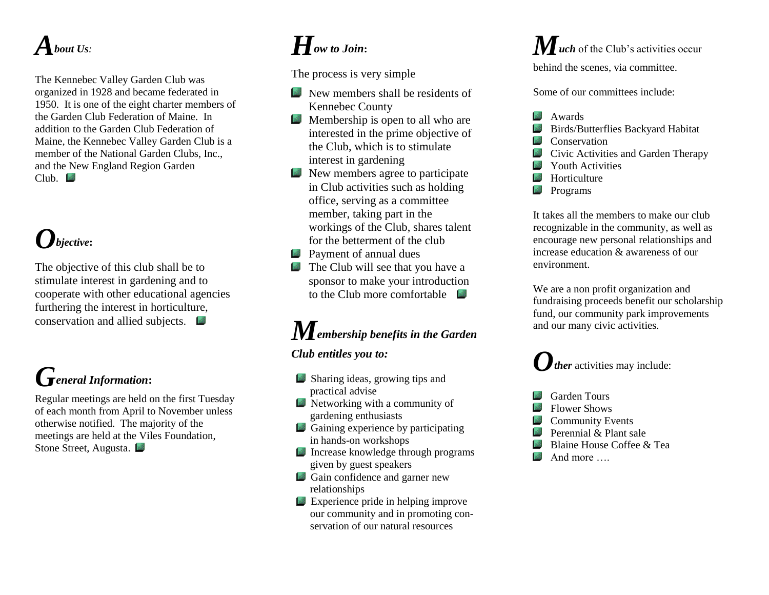## *About Us:*

The Kennebec Valley Garden Club was organized in 1928 and became federated in 1950. It is one of the eight charter members of the Garden Club Federation of Maine. In addition to the Garden Club Federation of Maine, the Kennebec Valley Garden Club is a member of the National Garden Clubs, Inc., and the New England Region Garden Club.

## *Objective:*

The objective of this club shall be to stimulate interest in gardening and to cooperate with other educational agencies furthering the interest in horticulture, conservation and allied subjects.

## *General Information:*

Regular meetings are held on the first Tuesday of each month from April to November unless otherwise notified. The majority of the meetings are held at the Viles Foundation, Stone Street, Augusta.

## *How to Join:*

The process is very simple

- New members shall be residents of Kennebec County
- Membership is open to all who are interested in the prime objective of the Club, which is to stimulate interest in gardening
- New members agree to participate in Club activities such as holding office, serving as a committee member, taking part in the workings of the Club, shares talent for the betterment of the club
- Payment of annual dues
- The Club will see that you have a sponsor to make your introduction to the Club more comfortable

## *Membership benefits in the Garden Club entitles you to:*

- Sharing ideas, growing tips and practical advise
- Networking with a community of gardening enthusiasts
- Gaining experience by participating in hands-on workshops
- Increase knowledge through programs given by guest speakers
- Gain confidence and garner new relationships
- Experience pride in helping improve our community and in promoting conservation of our natural resources

***Much*** of the Club's activities occur behind the scenes, via committee.

Some of our committees include:

- Awards
- Birds/Butterflies Backyard Habitat
- Conservation
- Civic Activities and Garden Therapy
- Youth Activities
- Horticulture
- Programs

It takes all the members to make our club recognizable in the community, as well as encourage new personal relationships and increase education & awareness of our environment.

We are a non profit organization and fundraising proceeds benefit our scholarship fund, our community park improvements and our many civic activities.

***Other*** activities may include:

- Garden Tours
- Flower Shows
- Community Events
- Perennial & Plant sale
- Blaine House Coffee & Tea
- And more ….